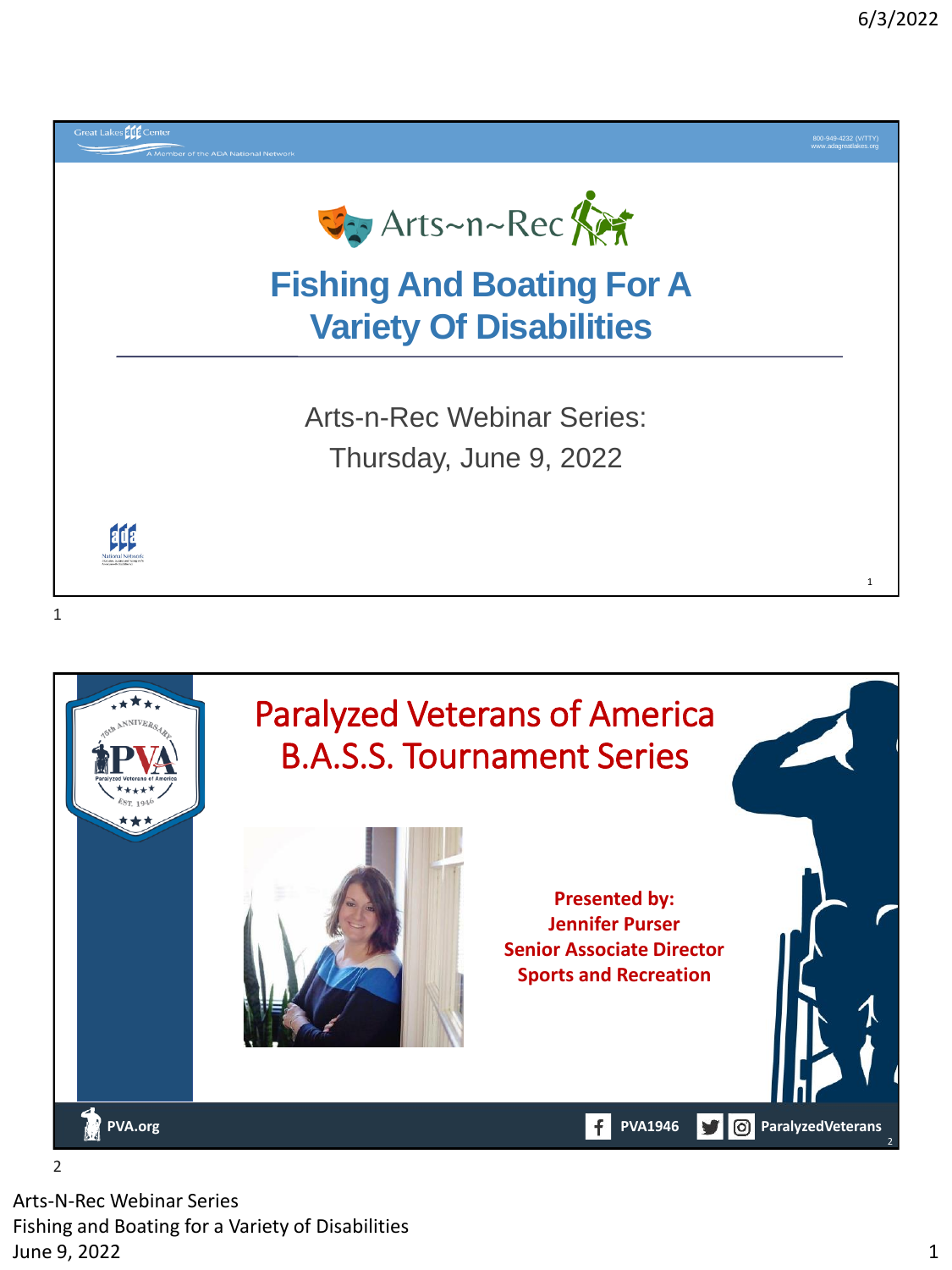Great Lakes ADA Center
A Member of the ADA National Network

800-949-4232 (V/TTY)
www.adagreatlakes.org

Arts~n~Rec

# Fishing And Boating For A Variety Of Disabilities

Arts-n-Rec Webinar Series:
Thursday, June 9, 2022

---

# Paralyzed Veterans of America B.A.S.S. Tournament Series

**Presented by:**
**Jennifer Purser**
**Senior Associate Director**
**Sports and Recreation**

PVA.org | PVA1946 | ParalyzedVeterans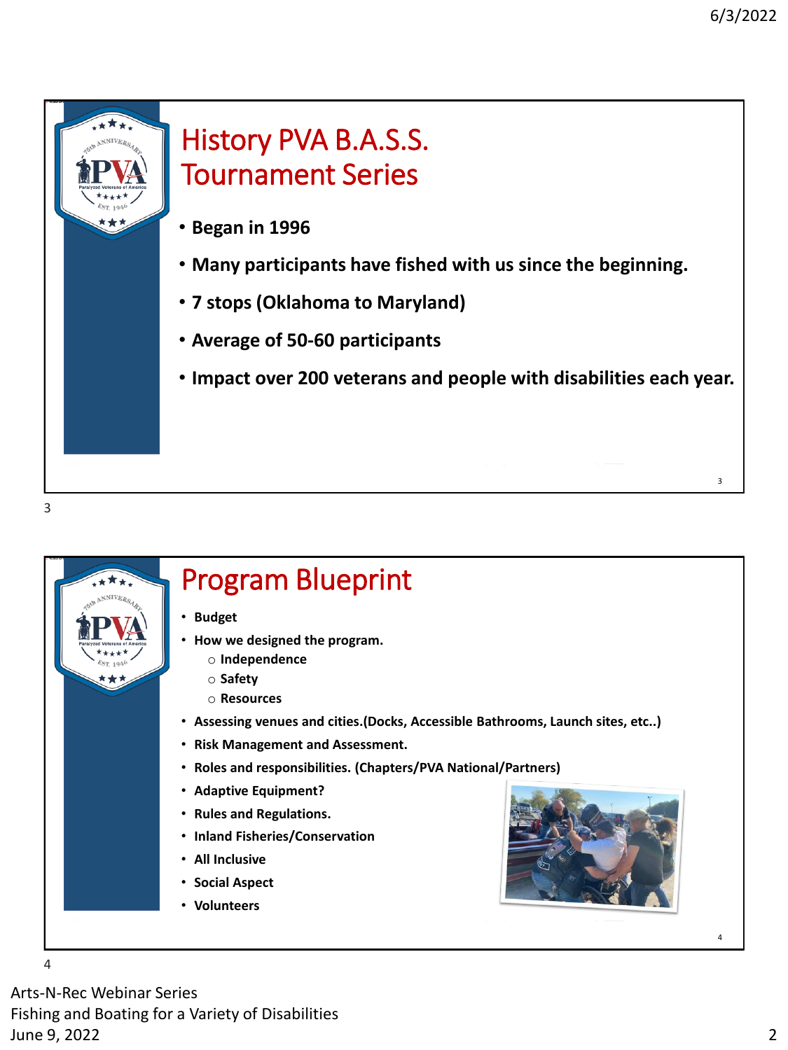## History PVA B.A.S.S. Tournament Series

- **Began in 1996**
- **Many participants have fished with us since the beginning.**
- **7 stops (Oklahoma to Maryland)**
- **Average of 50-60 participants**
- **Impact over 200 veterans and people with disabilities each year.**

## Program Blueprint

- **Budget**
- **How we designed the program.**
  - **Independence**
  - **Safety**
  - **Resources**
- **Assessing venues and cities.(Docks, Accessible Bathrooms, Launch sites, etc..)**
- **Risk Management and Assessment.**
- **Roles and responsibilities. (Chapters/PVA National/Partners)**
- **Adaptive Equipment?**
- **Rules and Regulations.**
- **Inland Fisheries/Conservation**
- **All Inclusive**
- **Social Aspect**
- **Volunteers**

Arts-N-Rec Webinar Series
Fishing and Boating for a Variety of Disabilities
June 9, 2022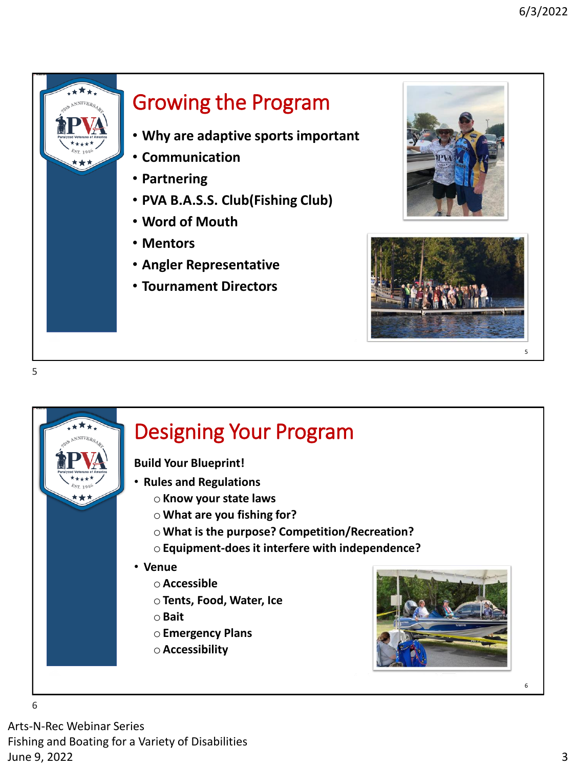## Growing the Program

- Why are adaptive sports important
- Communication
- Partnering
- PVA B.A.S.S. Club(Fishing Club)
- Word of Mouth
- Mentors
- Angler Representative
- Tournament Directors

## Designing Your Program

**Build Your Blueprint!**

- Rules and Regulations
  - Know your state laws
  - What are you fishing for?
  - What is the purpose? Competition/Recreation?
  - Equipment-does it interfere with independence?
- Venue
  - Accessible
  - Tents, Food, Water, Ice
  - Bait
  - Emergency Plans
  - Accessibility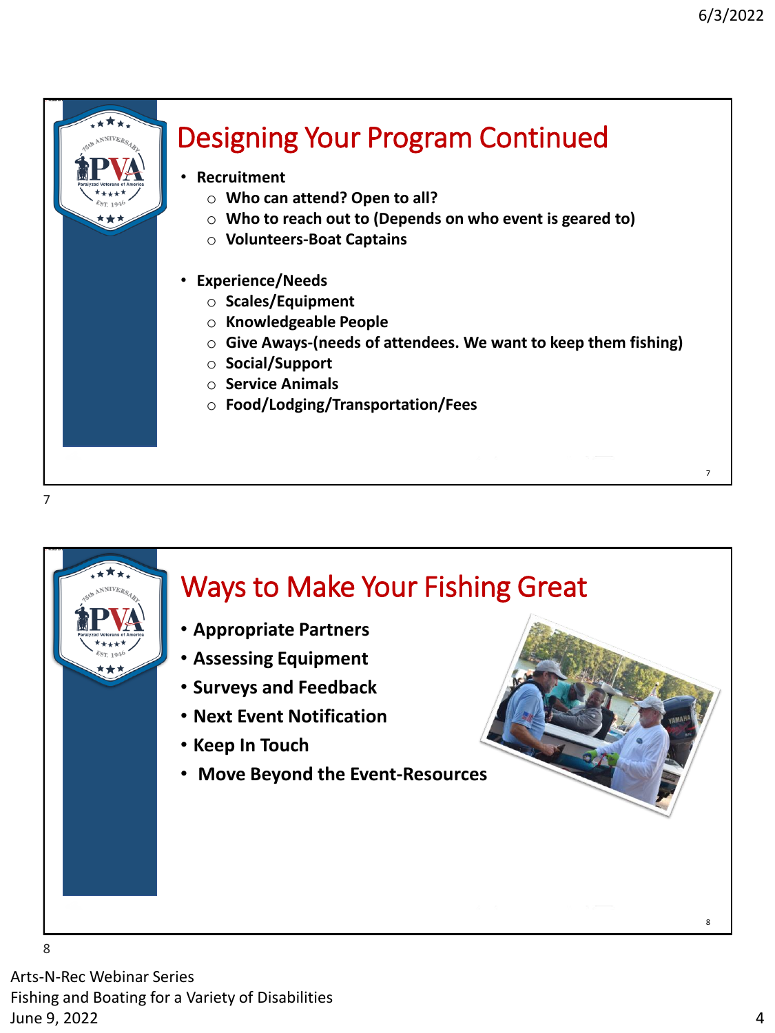## Designing Your Program Continued

- **Recruitment**
  - **Who can attend? Open to all?**
  - **Who to reach out to (Depends on who event is geared to)**
  - **Volunteers-Boat Captains**

- **Experience/Needs**
  - **Scales/Equipment**
  - **Knowledgeable People**
  - **Give Aways-(needs of attendees. We want to keep them fishing)**
  - **Social/Support**
  - **Service Animals**
  - **Food/Lodging/Transportation/Fees**

## Ways to Make Your Fishing Great

- **Appropriate Partners**
- **Assessing Equipment**
- **Surveys and Feedback**
- **Next Event Notification**
- **Keep In Touch**
- **Move Beyond the Event-Resources**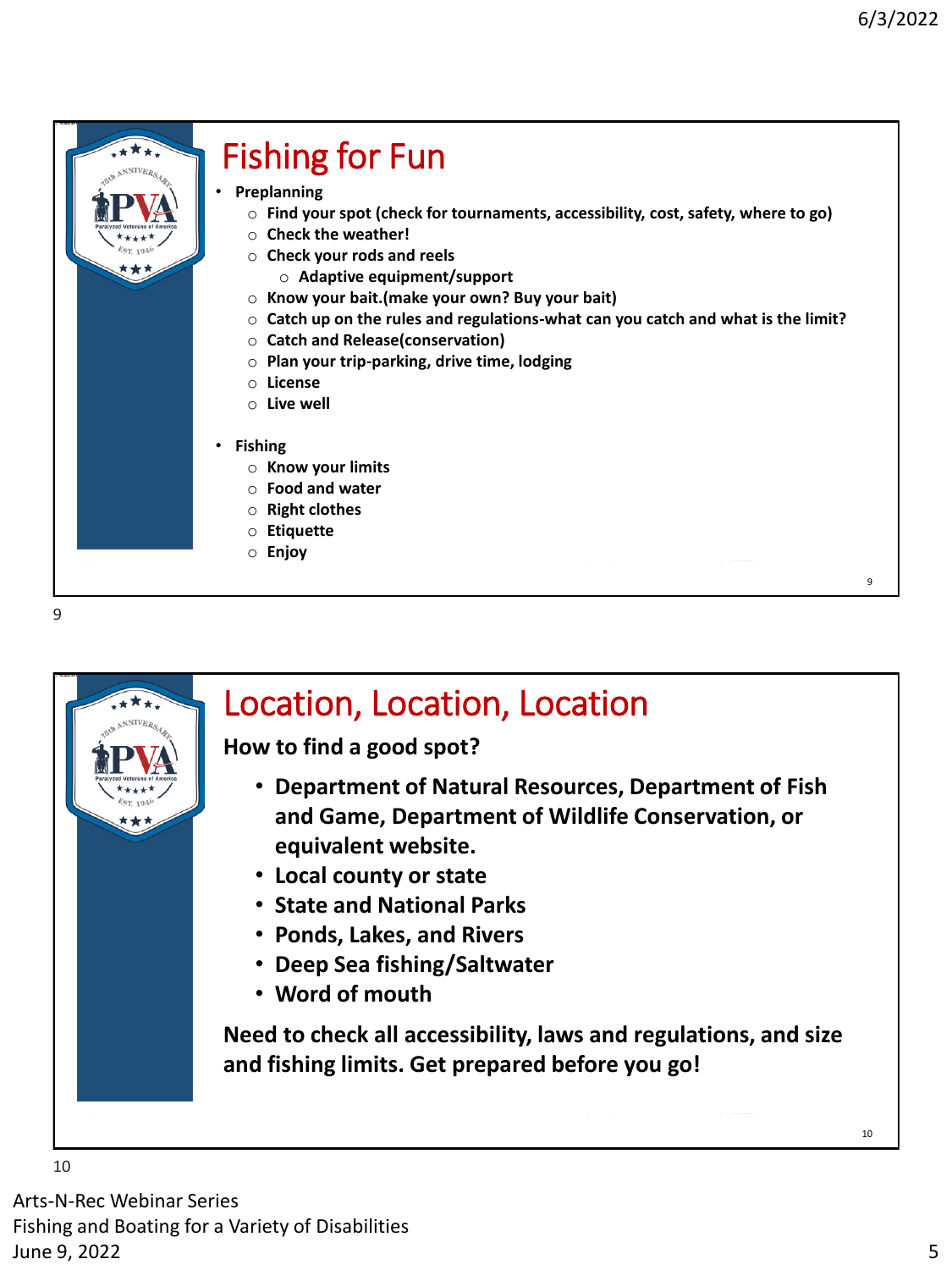# Fishing for Fun

- Preplanning
  - Find your spot (check for tournaments, accessibility, cost, safety, where to go)
  - Check the weather!
  - Check your rods and reels
    - Adaptive equipment/support
  - Know your bait.(make your own? Buy your bait)
  - Catch up on the rules and regulations-what can you catch and what is the limit?
  - Catch and Release(conservation)
  - Plan your trip-parking, drive time, lodging
  - License
  - Live well
- Fishing
  - Know your limits
  - Food and water
  - Right clothes
  - Etiquette
  - Enjoy

# Location, Location, Location

**How to find a good spot?**

- **Department of Natural Resources, Department of Fish and Game, Department of Wildlife Conservation, or equivalent website.**
- **Local county or state**
- **State and National Parks**
- **Ponds, Lakes, and Rivers**
- **Deep Sea fishing/Saltwater**
- **Word of mouth**

**Need to check all accessibility, laws and regulations, and size and fishing limits. Get prepared before you go!**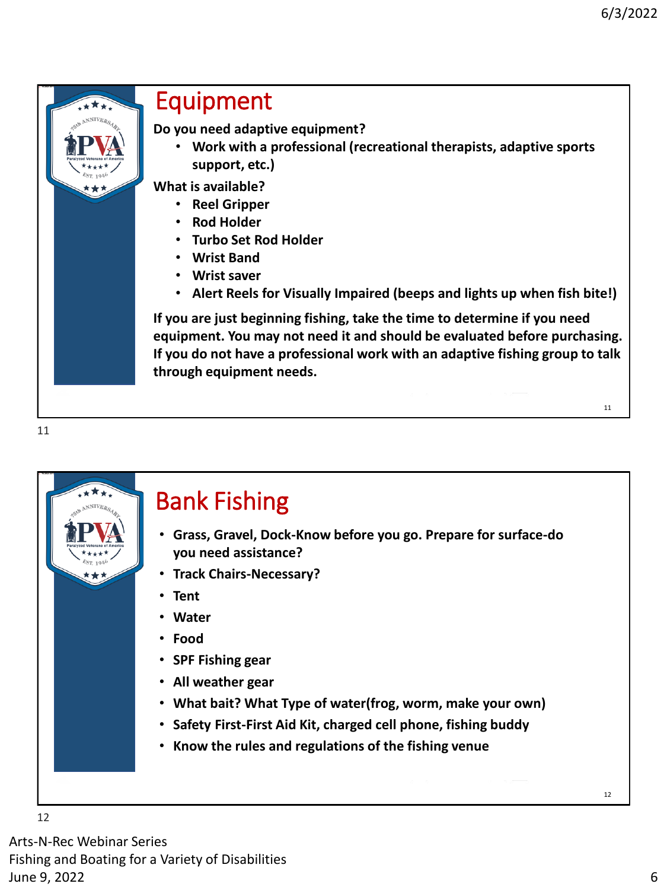## Equipment

**Do you need adaptive equipment?**

- **Work with a professional (recreational therapists, adaptive sports support, etc.)**

**What is available?**

- **Reel Gripper**
- **Rod Holder**
- **Turbo Set Rod Holder**
- **Wrist Band**
- **Wrist saver**
- **Alert Reels for Visually Impaired (beeps and lights up when fish bite!)**

**If you are just beginning fishing, take the time to determine if you need equipment. You may not need it and should be evaluated before purchasing. If you do not have a professional work with an adaptive fishing group to talk through equipment needs.**

## Bank Fishing

- **Grass, Gravel, Dock-Know before you go. Prepare for surface-do you need assistance?**
- **Track Chairs-Necessary?**
- **Tent**
- **Water**
- **Food**
- **SPF Fishing gear**
- **All weather gear**
- **What bait? What Type of water(frog, worm, make your own)**
- **Safety First-First Aid Kit, charged cell phone, fishing buddy**
- **Know the rules and regulations of the fishing venue**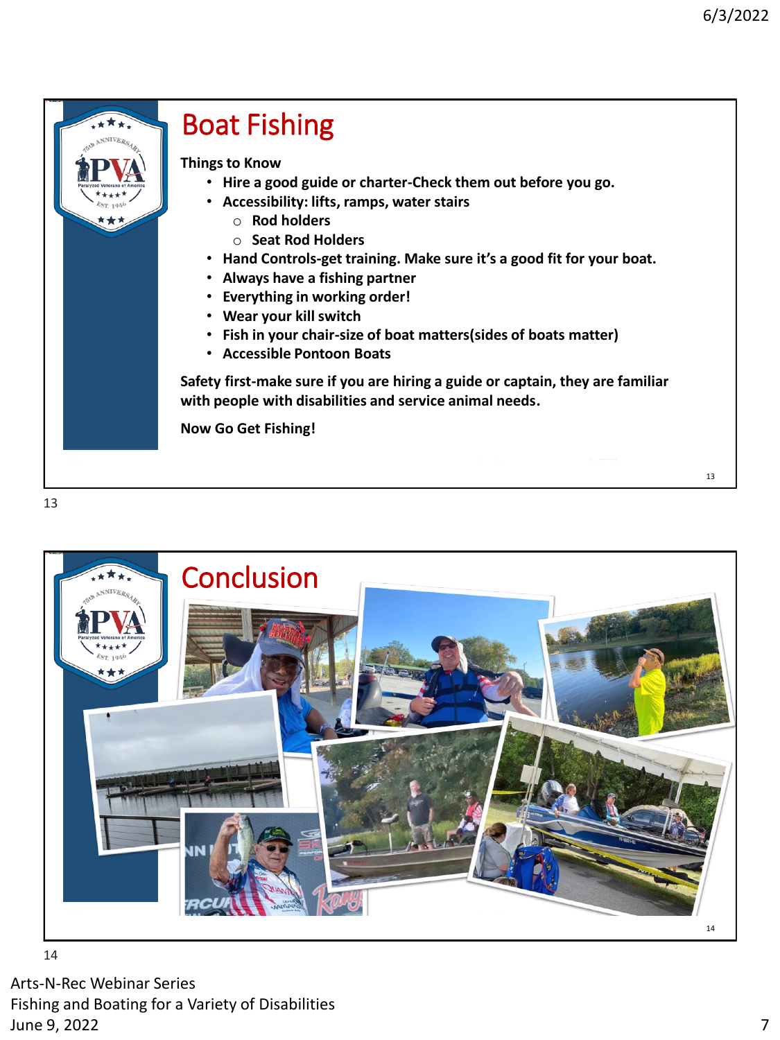## Boat Fishing

**Things to Know**

- **Hire a good guide or charter-Check them out before you go.**
- **Accessibility: lifts, ramps, water stairs**
  - **Rod holders**
  - **Seat Rod Holders**
- **Hand Controls-get training. Make sure it's a good fit for your boat.**
- **Always have a fishing partner**
- **Everything in working order!**
- **Wear your kill switch**
- **Fish in your chair-size of boat matters(sides of boats matter)**
- **Accessible Pontoon Boats**

**Safety first-make sure if you are hiring a guide or captain, they are familiar with people with disabilities and service animal needs.**

**Now Go Get Fishing!**

## Conclusion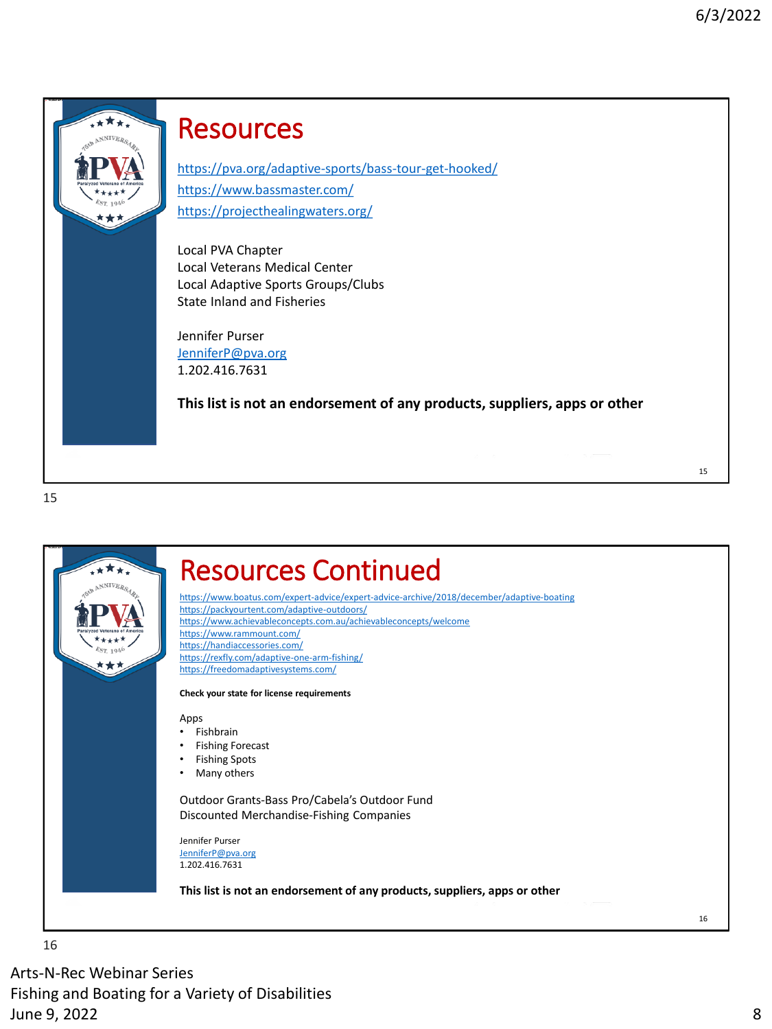# Resources

https://pva.org/adaptive-sports/bass-tour-get-hooked/
https://www.bassmaster.com/
https://projecthealingwaters.org/

Local PVA Chapter
Local Veterans Medical Center
Local Adaptive Sports Groups/Clubs
State Inland and Fisheries

Jennifer Purser
JenniferP@pva.org
1.202.416.7631

**This list is not an endorsement of any products, suppliers, apps or other**

# Resources Continued

https://www.boatus.com/expert-advice/expert-advice-archive/2018/december/adaptive-boating
https://packyourtent.com/adaptive-outdoors/
https://www.achievableconcepts.com.au/achievableconcepts/welcome
https://www.rammount.com/
https://handiaccessories.com/
https://rexfly.com/adaptive-one-arm-fishing/
https://freedomadaptivesystems.com/

**Check your state for license requirements**

Apps
- Fishbrain
- Fishing Forecast
- Fishing Spots
- Many others

Outdoor Grants-Bass Pro/Cabela's Outdoor Fund
Discounted Merchandise-Fishing Companies

Jennifer Purser
JenniferP@pva.org
1.202.416.7631

**This list is not an endorsement of any products, suppliers, apps or other**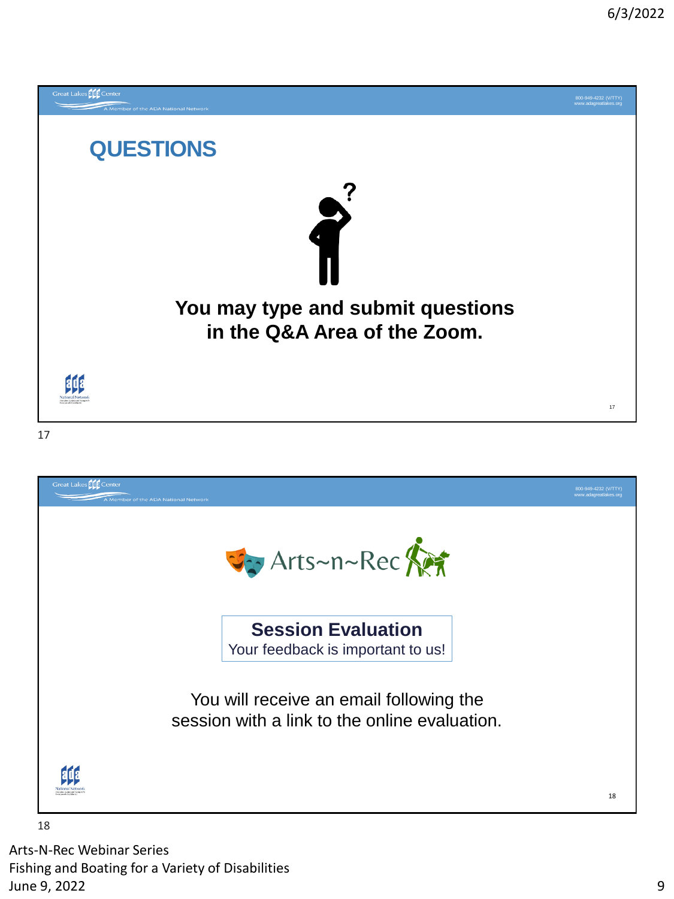## QUESTIONS

**You may type and submit questions in the Q&A Area of the Zoom.**

---

Arts~n~Rec

**Session Evaluation**
Your feedback is important to us!

You will receive an email following the session with a link to the online evaluation.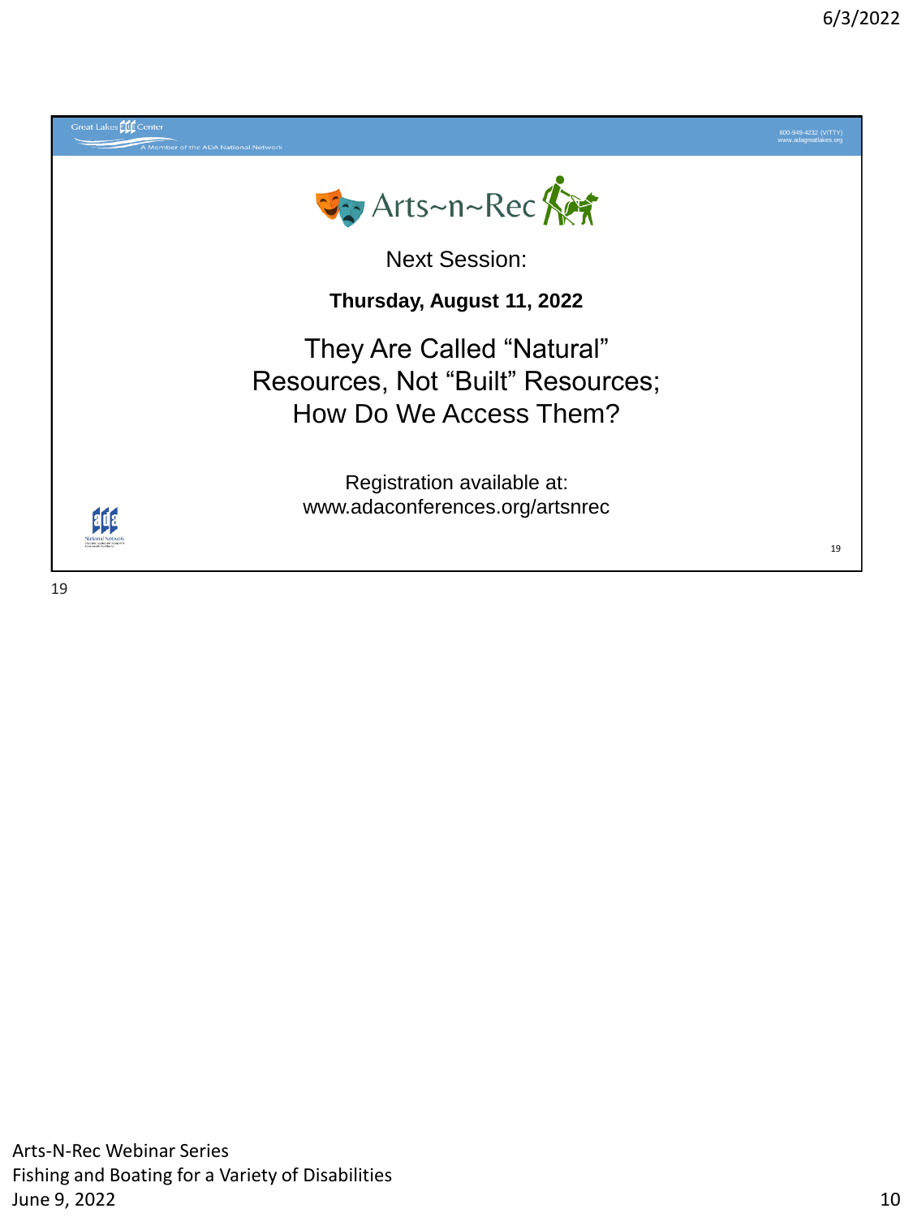Great Lakes ADA Center
A Member of the ADA National Network

800-949-4232 (V/TTY)
www.adagreatlakes.org

Arts~n~Rec

Next Session:

**Thursday, August 11, 2022**

They Are Called “Natural” Resources, Not “Built” Resources; How Do We Access Them?

Registration available at:
www.adaconferences.org/artsnrec